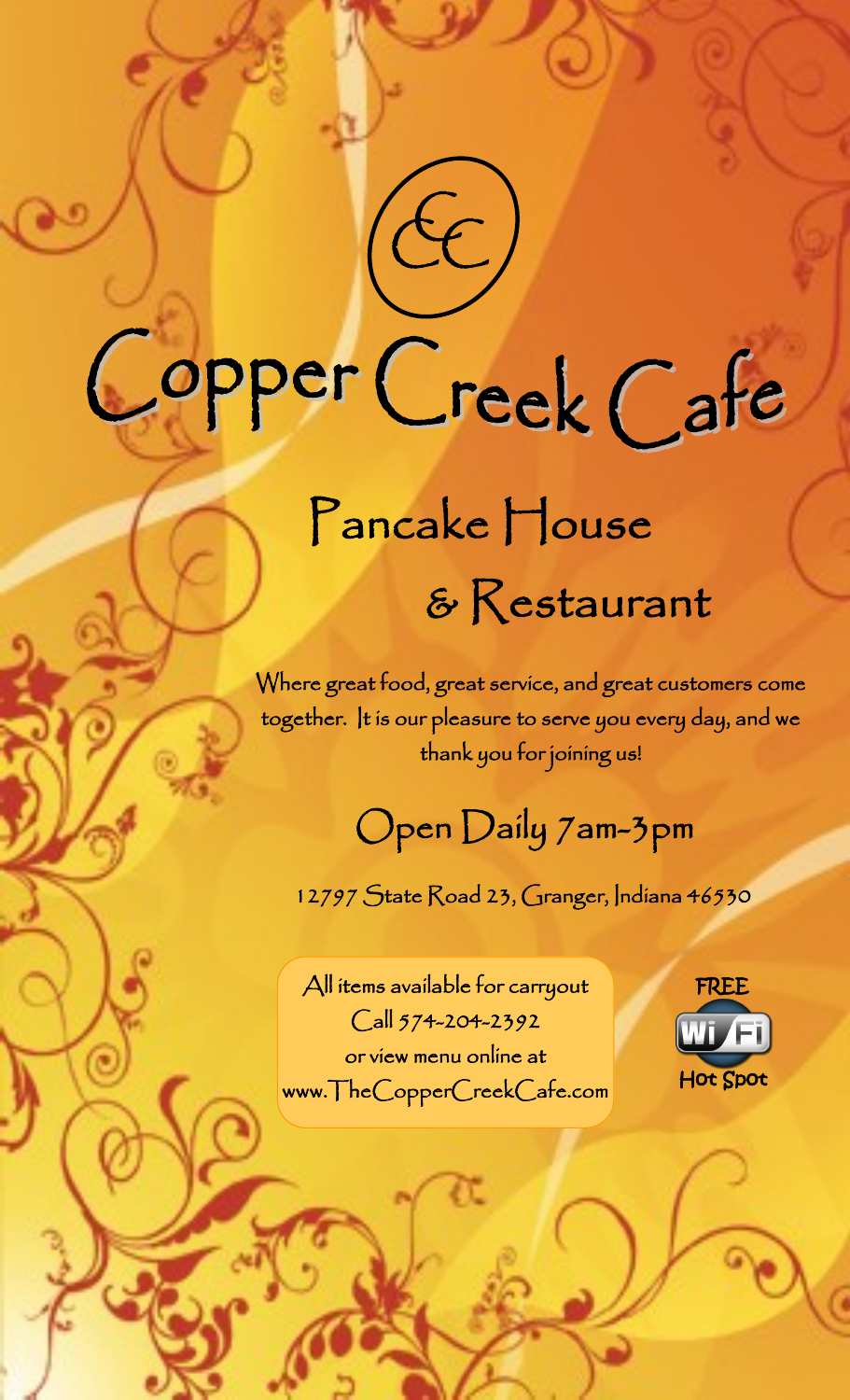CC

# Copper Creek Cafe

## Pancake House & Restaurant

Where great food, great service, and great customers come together. It is our pleasure to serve you every day, and we thank you for joining us!

### Open Daily 7am-3pm

12797 State Road 23, Granger, Indiana 46530

All items available for carryout
Call 574-204-2392
or view menu online at
www.TheCopperCreekCafe.com

FREE
Wi Fi
Hot Spot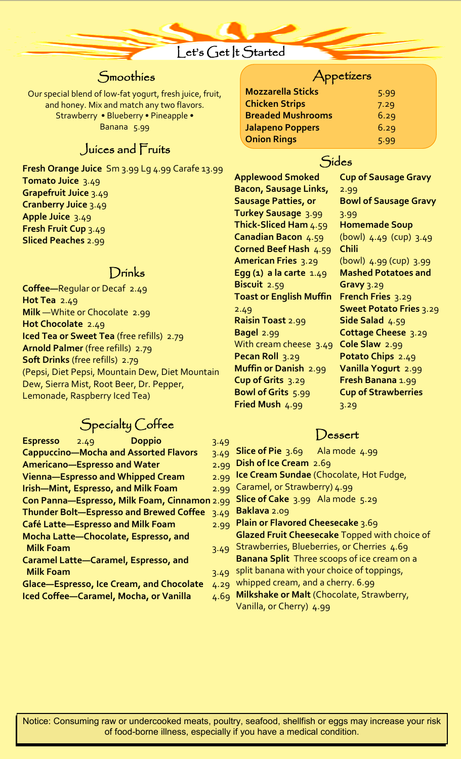# Let's Get It Started

## Smoothies

Our special blend of low-fat yogurt, fresh juice, fruit, and honey. Mix and match any two flavors.
Strawberry • Blueberry • Pineapple • Banana 5.99

## Juices and Fruits

**Fresh Orange Juice** Sm 3.99 Lg 4.99 Carafe 13.99
**Tomato Juice** 3.49
**Grapefruit Juice** 3.49
**Cranberry Juice** 3.49
**Apple Juice** 3.49
**Fresh Fruit Cup** 3.49
**Sliced Peaches** 2.99

## Drinks

**Coffee—**Regular or Decaf 2.49
**Hot Tea** 2.49
**Milk** —White or Chocolate 2.99
**Hot Chocolate** 2.49
**Iced Tea or Sweet Tea** (free refills) 2.79
**Arnold Palmer** (free refills) 2.79
**Soft Drinks** (free refills) 2.79
(Pepsi, Diet Pepsi, Mountain Dew, Diet Mountain Dew, Sierra Mist, Root Beer, Dr. Pepper, Lemonade, Raspberry Iced Tea)

## Specialty Coffee

**Espresso** 2.49 **Doppio** 3.49
**Cappuccino—Mocha and Assorted Flavors** 3.49
**Americano—Espresso and Water** 2.99
**Vienna—Espresso and Whipped Cream** 2.99
**Irish—Mint, Espresso, and Milk Foam** 2.99
**Con Panna—Espresso, Milk Foam, Cinnamon** 2.99
**Thunder Bolt—Espresso and Brewed Coffee** 3.49
**Café Latte—Espresso and Milk Foam** 2.99
**Mocha Latte—Chocolate, Espresso, and Milk Foam** 3.49
**Caramel Latte—Caramel, Espresso, and Milk Foam** 3.49
**Glace—Espresso, Ice Cream, and Chocolate** 4.29
**Iced Coffee—Caramel, Mocha, or Vanilla** 4.69

## Appetizers

| | |
|---|---|
| **Mozzarella Sticks** | 5.99 |
| **Chicken Strips** | 7.29 |
| **Breaded Mushrooms** | 6.29 |
| **Jalapeno Poppers** | 6.29 |
| **Onion Rings** | 5.99 |

## Sides

**Applewood Smoked Bacon, Sausage Links, Sausage Patties, or Turkey Sausage** 3.99
**Thick-Sliced Ham** 4.59
**Canadian Bacon** 4.59
**Corned Beef Hash** 4.59
**American Fries** 3.29
**Egg (1) a la carte** 1.49
**Biscuit** 2.59
**Toast or English Muffin** 2.49
**Raisin Toast** 2.99
**Bagel** 2.99
With cream cheese 3.49
**Pecan Roll** 3.29
**Muffin or Danish** 2.99
**Cup of Grits** 3.29
**Bowl of Grits** 5.99
**Fried Mush** 4.99
**Cup of Sausage Gravy** 2.99
**Bowl of Sausage Gravy** 3.99
**Homemade Soup** (bowl) 4.49 (cup) 3.49
**Chili** (bowl) 4.99 (cup) 3.99
**Mashed Potatoes and Gravy** 3.29
**French Fries** 3.29
**Sweet Potato Fries** 3.29
**Side Salad** 4.59
**Cottage Cheese** 3.29
**Cole Slaw** 2.99
**Potato Chips** 2.49
**Vanilla Yogurt** 2.99
**Fresh Banana** 1.99
**Cup of Strawberries** 3.29

## Dessert

**Slice of Pie** 3.69 Ala mode 4.99
**Dish of Ice Cream** 2.69
**Ice Cream Sundae** (Chocolate, Hot Fudge, Caramel, or Strawberry) 4.99
**Slice of Cake** 3.99 Ala mode 5.29
**Baklava** 2.09
**Plain or Flavored Cheesecake** 3.69
**Glazed Fruit Cheesecake** Topped with choice of Strawberries, Blueberries, or Cherries 4.69
**Banana Split** Three scoops of ice cream on a split banana with your choice of toppings, whipped cream, and a cherry. 6.99
**Milkshake or Malt** (Chocolate, Strawberry, Vanilla, or Cherry) 4.99

Notice: Consuming raw or undercooked meats, poultry, seafood, shellfish or eggs may increase your risk of food-borne illness, especially if you have a medical condition.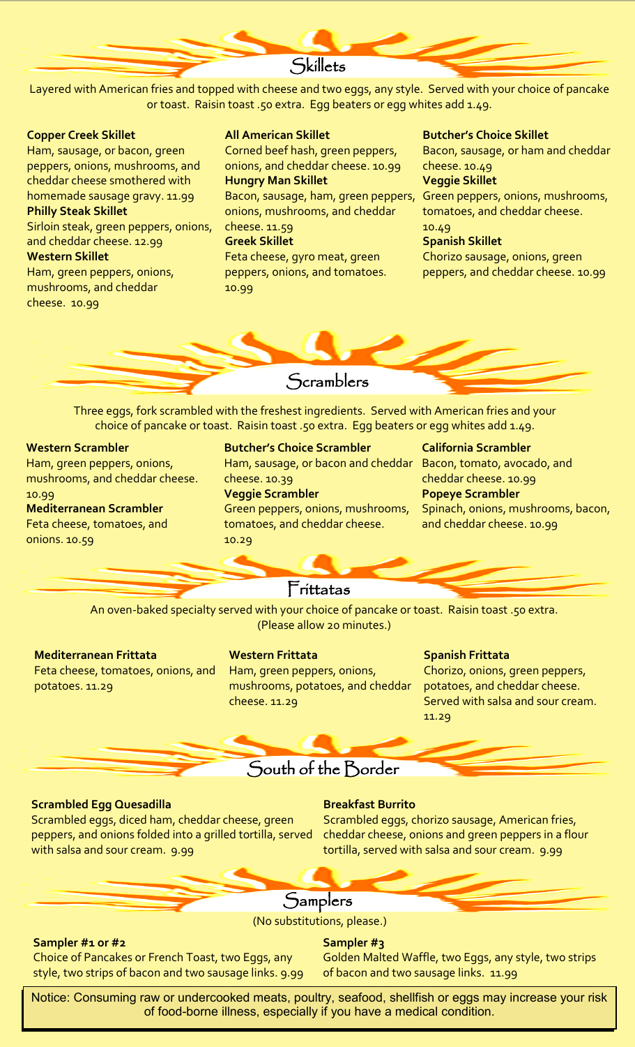## Skillets

Layered with American fries and topped with cheese and two eggs, any style. Served with your choice of pancake or toast. Raisin toast .50 extra. Egg beaters or egg whites add 1.49.

**Copper Creek Skillet**
Ham, sausage, or bacon, green peppers, onions, mushrooms, and cheddar cheese smothered with homemade sausage gravy. 11.99

**Philly Steak Skillet**
Sirloin steak, green peppers, onions, and cheddar cheese. 12.99

**Western Skillet**
Ham, green peppers, onions, mushrooms, and cheddar cheese. 10.99

**All American Skillet**
Corned beef hash, green peppers, onions, and cheddar cheese. 10.99

**Hungry Man Skillet**
Bacon, sausage, ham, green peppers, onions, mushrooms, and cheddar cheese. 11.59

**Greek Skillet**
Feta cheese, gyro meat, green peppers, onions, and tomatoes. 10.99

**Butcher's Choice Skillet**
Bacon, sausage, or ham and cheddar cheese. 10.49

**Veggie Skillet**
Green peppers, onions, mushrooms, tomatoes, and cheddar cheese. 10.49

**Spanish Skillet**
Chorizo sausage, onions, green peppers, and cheddar cheese. 10.99

## Scramblers

Three eggs, fork scrambled with the freshest ingredients. Served with American fries and your choice of pancake or toast. Raisin toast .50 extra. Egg beaters or egg whites add 1.49.

**Western Scrambler**
Ham, green peppers, onions, mushrooms, and cheddar cheese. 10.99

**Mediterranean Scrambler**
Feta cheese, tomatoes, and onions. 10.59

**Butcher's Choice Scrambler**
Ham, sausage, or bacon and cheddar cheese. 10.39

**Veggie Scrambler**
Green peppers, onions, mushrooms, tomatoes, and cheddar cheese. 10.29

**California Scrambler**
Bacon, tomato, avocado, and cheddar cheese. 10.99

**Popeye Scrambler**
Spinach, onions, mushrooms, bacon, and cheddar cheese. 10.99

## Frittatas

An oven-baked specialty served with your choice of pancake or toast. Raisin toast .50 extra. (Please allow 20 minutes.)

**Mediterranean Frittata**
Feta cheese, tomatoes, onions, and potatoes. 11.29

**Western Frittata**
Ham, green peppers, onions, mushrooms, potatoes, and cheddar cheese. 11.29

**Spanish Frittata**
Chorizo, onions, green peppers, potatoes, and cheddar cheese. Served with salsa and sour cream. 11.29

## South of the Border

**Scrambled Egg Quesadilla**
Scrambled eggs, diced ham, cheddar cheese, green peppers, and onions folded into a grilled tortilla, served with salsa and sour cream. 9.99

**Breakfast Burrito**
Scrambled eggs, chorizo sausage, American fries, cheddar cheese, onions and green peppers in a flour tortilla, served with salsa and sour cream. 9.99

## Samplers

(No substitutions, please.)

**Sampler #1 or #2**
Choice of Pancakes or French Toast, two Eggs, any style, two strips of bacon and two sausage links. 9.99

**Sampler #3**
Golden Malted Waffle, two Eggs, any style, two strips of bacon and two sausage links. 11.99

Notice: Consuming raw or undercooked meats, poultry, seafood, shellfish or eggs may increase your risk of food-borne illness, especially if you have a medical condition.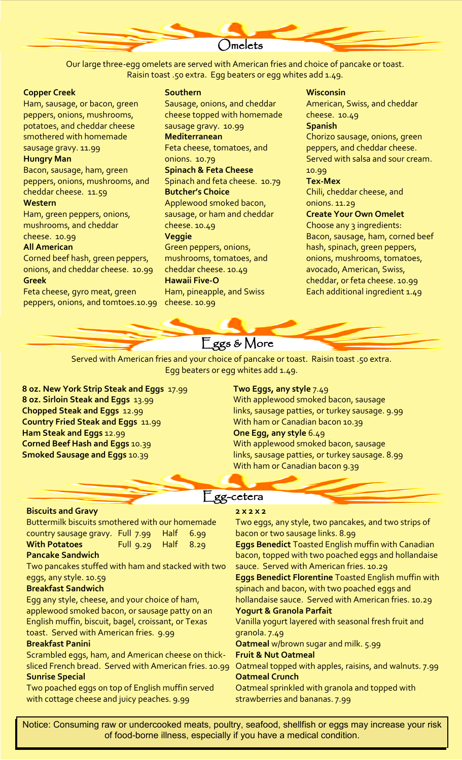## Omelets

Our large three-egg omelets are served with American fries and choice of pancake or toast. Raisin toast .50 extra. Egg beaters or egg whites add 1.49.

**Copper Creek**
Ham, sausage, or bacon, green peppers, onions, mushrooms, potatoes, and cheddar cheese smothered with homemade sausage gravy. 11.99

**Hungry Man**
Bacon, sausage, ham, green peppers, onions, mushrooms, and cheddar cheese. 11.59

**Western**
Ham, green peppers, onions, mushrooms, and cheddar cheese. 10.99

**All American**
Corned beef hash, green peppers, onions, and cheddar cheese. 10.99

**Greek**
Feta cheese, gyro meat, green peppers, onions, and tomtoes.10.99

**Southern**
Sausage, onions, and cheddar cheese topped with homemade sausage gravy. 10.99

**Mediterranean**
Feta cheese, tomatoes, and onions. 10.79

**Spinach & Feta Cheese**
Spinach and feta cheese. 10.79

**Butcher's Choice**
Applewood smoked bacon, sausage, or ham and cheddar cheese. 10.49

**Veggie**
Green peppers, onions, mushrooms, tomatoes, and cheddar cheese. 10.49

**Hawaii Five-O**
Ham, pineapple, and Swiss cheese. 10.99

**Wisconsin**
American, Swiss, and cheddar cheese. 10.49

**Spanish**
Chorizo sausage, onions, green peppers, and cheddar cheese. Served with salsa and sour cream. 10.99

**Tex-Mex**
Chili, cheddar cheese, and onions. 11.29

**Create Your Own Omelet**
Choose any 3 ingredients: Bacon, sausage, ham, corned beef hash, spinach, green peppers, onions, mushrooms, tomatoes, avocado, American, Swiss, cheddar, or feta cheese. 10.99
Each additional ingredient 1.49

## Eggs & More

Served with American fries and your choice of pancake or toast. Raisin toast .50 extra. Egg beaters or egg whites add 1.49.

**8 oz. New York Strip Steak and Eggs** 17.99
**8 oz. Sirloin Steak and Eggs** 13.99
**Chopped Steak and Eggs** 12.99
**Country Fried Steak and Eggs** 11.99
**Ham Steak and Eggs** 12.99
**Corned Beef Hash and Eggs** 10.39
**Smoked Sausage and Eggs** 10.39

**Two Eggs, any style** 7.49
With applewood smoked bacon, sausage links, sausage patties, or turkey sausage. 9.99
With ham or Canadian bacon 10.39

**One Egg, any style** 6.49
With applewood smoked bacon, sausage links, sausage patties, or turkey sausage. 8.99
With ham or Canadian bacon 9.39

## Egg-cetera

**Biscuits and Gravy**
Buttermilk biscuits smothered with our homemade country sausage gravy. Full 7.99 Half 6.99
**With Potatoes** Full 9.29 Half 8.29

**Pancake Sandwich**
Two pancakes stuffed with ham and stacked with two eggs, any style. 10.59

**Breakfast Sandwich**
Egg any style, cheese, and your choice of ham, applewood smoked bacon, or sausage patty on an English muffin, biscuit, bagel, croissant, or Texas toast. Served with American fries. 9.99

**Breakfast Panini**
Scrambled eggs, ham, and American cheese on thick-sliced French bread. Served with American fries. 10.99

**Sunrise Special**
Two poached eggs on top of English muffin served with cottage cheese and juicy peaches. 9.99

**2 x 2 x 2**
Two eggs, any style, two pancakes, and two strips of bacon or two sausage links. 8.99

**Eggs Benedict** Toasted English muffin with Canadian bacon, topped with two poached eggs and hollandaise sauce. Served with American fries. 10.29

**Eggs Benedict Florentine** Toasted English muffin with spinach and bacon, with two poached eggs and hollandaise sauce. Served with American fries. 10.29

**Yogurt & Granola Parfait**
Vanilla yogurt layered with seasonal fresh fruit and granola. 7.49

**Oatmeal** w/brown sugar and milk. 5.99

**Fruit & Nut Oatmeal**
Oatmeal topped with apples, raisins, and walnuts. 7.99

**Oatmeal Crunch**
Oatmeal sprinkled with granola and topped with strawberries and bananas. 7.99

Notice: Consuming raw or undercooked meats, poultry, seafood, shellfish or eggs may increase your risk of food-borne illness, especially if you have a medical condition.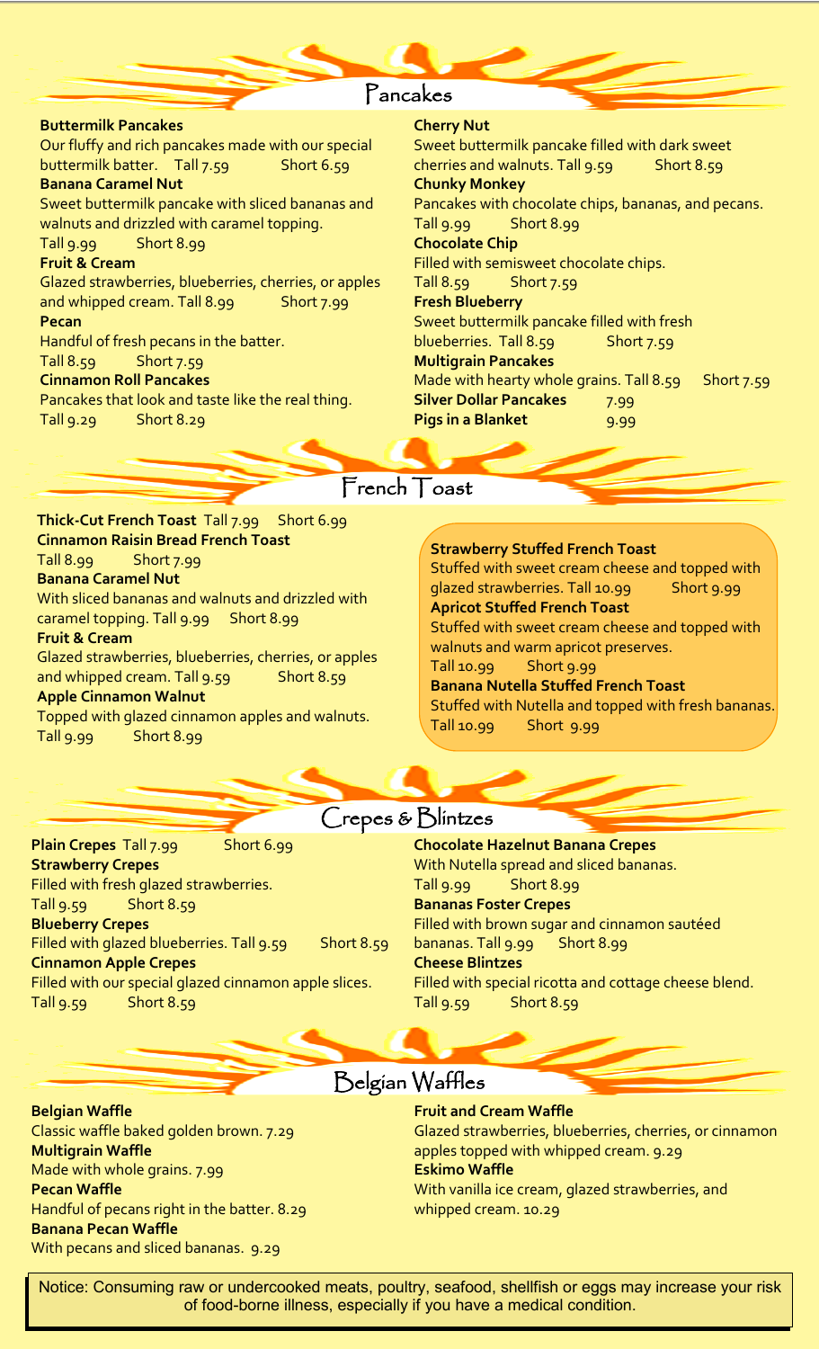## Pancakes

**Buttermilk Pancakes**
Our fluffy and rich pancakes made with our special buttermilk batter. Tall 7.59 Short 6.59

**Banana Caramel Nut**
Sweet buttermilk pancake with sliced bananas and walnuts and drizzled with caramel topping.
Tall 9.99 Short 8.99

**Fruit & Cream**
Glazed strawberries, blueberries, cherries, or apples and whipped cream. Tall 8.99 Short 7.99

**Pecan**
Handful of fresh pecans in the batter.
Tall 8.59 Short 7.59

**Cinnamon Roll Pancakes**
Pancakes that look and taste like the real thing.
Tall 9.29 Short 8.29

**Cherry Nut**
Sweet buttermilk pancake filled with dark sweet cherries and walnuts. Tall 9.59 Short 8.59

**Chunky Monkey**
Pancakes with chocolate chips, bananas, and pecans.
Tall 9.99 Short 8.99

**Chocolate Chip**
Filled with semisweet chocolate chips.
Tall 8.59 Short 7.59

**Fresh Blueberry**
Sweet buttermilk pancake filled with fresh blueberries. Tall 8.59 Short 7.59

**Multigrain Pancakes**
Made with hearty whole grains. Tall 8.59 Short 7.59

**Silver Dollar Pancakes** 7.99

**Pigs in a Blanket** 9.99

## French Toast

**Thick-Cut French Toast** Tall 7.99 Short 6.99

**Cinnamon Raisin Bread French Toast**
Tall 8.99 Short 7.99

**Banana Caramel Nut**
With sliced bananas and walnuts and drizzled with caramel topping. Tall 9.99 Short 8.99

**Fruit & Cream**
Glazed strawberries, blueberries, cherries, or apples and whipped cream. Tall 9.59 Short 8.59

**Apple Cinnamon Walnut**
Topped with glazed cinnamon apples and walnuts.
Tall 9.99 Short 8.99

**Strawberry Stuffed French Toast**
Stuffed with sweet cream cheese and topped with glazed strawberries. Tall 10.99 Short 9.99

**Apricot Stuffed French Toast**
Stuffed with sweet cream cheese and topped with walnuts and warm apricot preserves.
Tall 10.99 Short 9.99

**Banana Nutella Stuffed French Toast**
Stuffed with Nutella and topped with fresh bananas.
Tall 10.99 Short 9.99

## Crepes & Blintzes

**Plain Crepes** Tall 7.99 Short 6.99

**Strawberry Crepes**
Filled with fresh glazed strawberries.
Tall 9.59 Short 8.59

**Blueberry Crepes**
Filled with glazed blueberries. Tall 9.59 Short 8.59

**Cinnamon Apple Crepes**
Filled with our special glazed cinnamon apple slices.
Tall 9.59 Short 8.59

**Chocolate Hazelnut Banana Crepes**
With Nutella spread and sliced bananas.
Tall 9.99 Short 8.99

**Bananas Foster Crepes**
Filled with brown sugar and cinnamon sautéed bananas. Tall 9.99 Short 8.99

**Cheese Blintzes**
Filled with special ricotta and cottage cheese blend.
Tall 9.59 Short 8.59

## Belgian Waffles

**Belgian Waffle**
Classic waffle baked golden brown. 7.29

**Multigrain Waffle**
Made with whole grains. 7.99

**Pecan Waffle**
Handful of pecans right in the batter. 8.29

**Banana Pecan Waffle**
With pecans and sliced bananas. 9.29

**Fruit and Cream Waffle**
Glazed strawberries, blueberries, cherries, or cinnamon apples topped with whipped cream. 9.29

**Eskimo Waffle**
With vanilla ice cream, glazed strawberries, and whipped cream. 10.29

Notice: Consuming raw or undercooked meats, poultry, seafood, shellfish or eggs may increase your risk of food-borne illness, especially if you have a medical condition.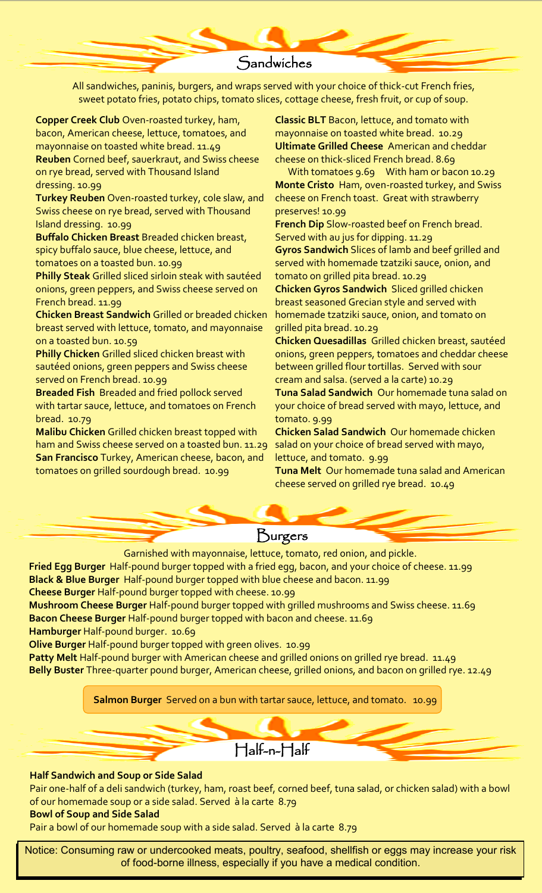## Sandwiches

All sandwiches, paninis, burgers, and wraps served with your choice of thick-cut French fries, sweet potato fries, potato chips, tomato slices, cottage cheese, fresh fruit, or cup of soup.

**Copper Creek Club** Oven-roasted turkey, ham, bacon, American cheese, lettuce, tomatoes, and mayonnaise on toasted white bread. 11.49

**Reuben** Corned beef, sauerkraut, and Swiss cheese on rye bread, served with Thousand Island dressing. 10.99

**Turkey Reuben** Oven-roasted turkey, cole slaw, and Swiss cheese on rye bread, served with Thousand Island dressing. 10.99

**Buffalo Chicken Breast** Breaded chicken breast, spicy buffalo sauce, blue cheese, lettuce, and tomatoes on a toasted bun. 10.99

**Philly Steak** Grilled sliced sirloin steak with sautéed onions, green peppers, and Swiss cheese served on French bread. 11.99

**Chicken Breast Sandwich** Grilled or breaded chicken breast served with lettuce, tomato, and mayonnaise on a toasted bun. 10.59

**Philly Chicken** Grilled sliced chicken breast with sautéed onions, green peppers and Swiss cheese served on French bread. 10.99

**Breaded Fish** Breaded and fried pollock served with tartar sauce, lettuce, and tomatoes on French bread. 10.79

**Malibu Chicken** Grilled chicken breast topped with ham and Swiss cheese served on a toasted bun. 11.29

**San Francisco** Turkey, American cheese, bacon, and tomatoes on grilled sourdough bread. 10.99

**Classic BLT** Bacon, lettuce, and tomato with mayonnaise on toasted white bread. 10.29

**Ultimate Grilled Cheese** American and cheddar cheese on thick-sliced French bread. 8.69
With tomatoes 9.69 With ham or bacon 10.29

**Monte Cristo** Ham, oven-roasted turkey, and Swiss cheese on French toast. Great with strawberry preserves! 10.99

**French Dip** Slow-roasted beef on French bread. Served with au jus for dipping. 11.29

**Gyros Sandwich** Slices of lamb and beef grilled and served with homemade tzatziki sauce, onion, and tomato on grilled pita bread. 10.29

**Chicken Gyros Sandwich** Sliced grilled chicken breast seasoned Grecian style and served with homemade tzatziki sauce, onion, and tomato on grilled pita bread. 10.29

**Chicken Quesadillas** Grilled chicken breast, sautéed onions, green peppers, tomatoes and cheddar cheese between grilled flour tortillas. Served with sour cream and salsa. (served a la carte) 10.29

**Tuna Salad Sandwich** Our homemade tuna salad on your choice of bread served with mayo, lettuce, and tomato. 9.99

**Chicken Salad Sandwich** Our homemade chicken salad on your choice of bread served with mayo, lettuce, and tomato. 9.99

**Tuna Melt** Our homemade tuna salad and American cheese served on grilled rye bread. 10.49

## Burgers

Garnished with mayonnaise, lettuce, tomato, red onion, and pickle.

**Fried Egg Burger** Half-pound burger topped with a fried egg, bacon, and your choice of cheese. 11.99

**Black & Blue Burger** Half-pound burger topped with blue cheese and bacon. 11.99

**Cheese Burger** Half-pound burger topped with cheese. 10.99

**Mushroom Cheese Burger** Half-pound burger topped with grilled mushrooms and Swiss cheese. 11.69

**Bacon Cheese Burger** Half-pound burger topped with bacon and cheese. 11.69

**Hamburger** Half-pound burger. 10.69

**Olive Burger** Half-pound burger topped with green olives. 10.99

**Patty Melt** Half-pound burger with American cheese and grilled onions on grilled rye bread. 11.49

**Belly Buster** Three-quarter pound burger, American cheese, grilled onions, and bacon on grilled rye. 12.49

**Salmon Burger** Served on a bun with tartar sauce, lettuce, and tomato. 10.99

## Half-n-Half

**Half Sandwich and Soup or Side Salad**
Pair one-half of a deli sandwich (turkey, ham, roast beef, corned beef, tuna salad, or chicken salad) with a bowl of our homemade soup or a side salad. Served à la carte 8.79

**Bowl of Soup and Side Salad**
Pair a bowl of our homemade soup with a side salad. Served à la carte 8.79

Notice: Consuming raw or undercooked meats, poultry, seafood, shellfish or eggs may increase your risk of food-borne illness, especially if you have a medical condition.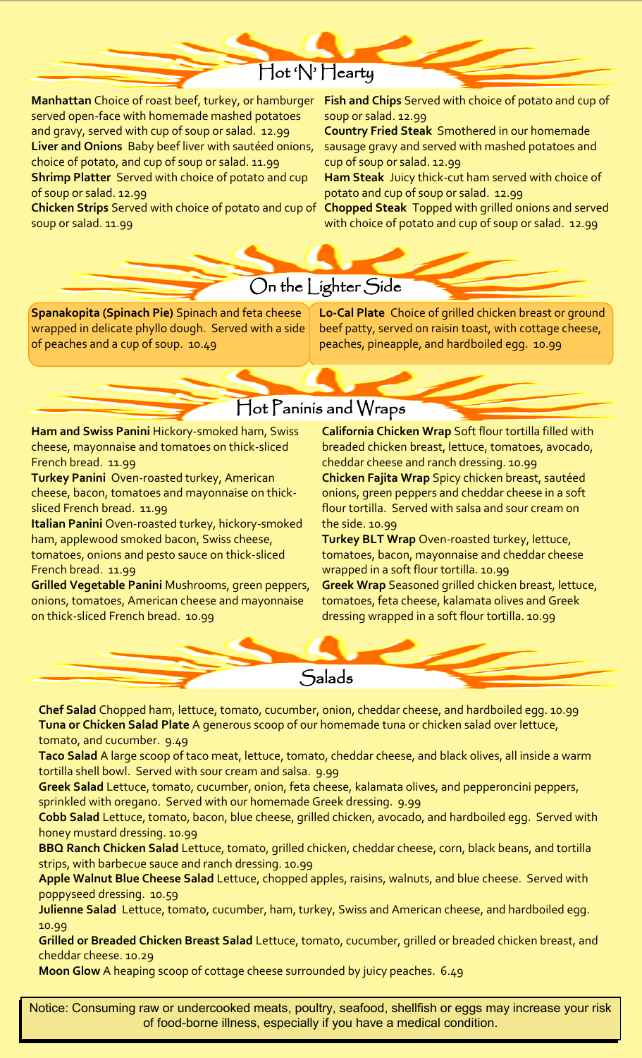## Hot 'N' Hearty

**Manhattan** Choice of roast beef, turkey, or hamburger served open-face with homemade mashed potatoes and gravy, served with cup of soup or salad. 12.99

**Liver and Onions** Baby beef liver with sautéed onions, choice of potato, and cup of soup or salad. 11.99

**Shrimp Platter** Served with choice of potato and cup of soup or salad. 12.99

**Chicken Strips** Served with choice of potato and cup of soup or salad. 11.99

**Fish and Chips** Served with choice of potato and cup of soup or salad. 12.99

**Country Fried Steak** Smothered in our homemade sausage gravy and served with mashed potatoes and cup of soup or salad. 12.99

**Ham Steak** Juicy thick-cut ham served with choice of potato and cup of soup or salad. 12.99

**Chopped Steak** Topped with grilled onions and served with choice of potato and cup of soup or salad. 12.99

## On the Lighter Side

**Spanakopita (Spinach Pie)** Spinach and feta cheese wrapped in delicate phyllo dough. Served with a side of peaches and a cup of soup. 10.49

**Lo-Cal Plate** Choice of grilled chicken breast or ground beef patty, served on raisin toast, with cottage cheese, peaches, pineapple, and hardboiled egg. 10.99

## Hot Paninis and Wraps

**Ham and Swiss Panini** Hickory-smoked ham, Swiss cheese, mayonnaise and tomatoes on thick-sliced French bread. 11.99

**Turkey Panini** Oven-roasted turkey, American cheese, bacon, tomatoes and mayonnaise on thick-sliced French bread. 11.99

**Italian Panini** Oven-roasted turkey, hickory-smoked ham, applewood smoked bacon, Swiss cheese, tomatoes, onions and pesto sauce on thick-sliced French bread. 11.99

**Grilled Vegetable Panini** Mushrooms, green peppers, onions, tomatoes, American cheese and mayonnaise on thick-sliced French bread. 10.99

**California Chicken Wrap** Soft flour tortilla filled with breaded chicken breast, lettuce, tomatoes, avocado, cheddar cheese and ranch dressing. 10.99

**Chicken Fajita Wrap** Spicy chicken breast, sautéed onions, green peppers and cheddar cheese in a soft flour tortilla. Served with salsa and sour cream on the side. 10.99

**Turkey BLT Wrap** Oven-roasted turkey, lettuce, tomatoes, bacon, mayonnaise and cheddar cheese wrapped in a soft flour tortilla. 10.99

**Greek Wrap** Seasoned grilled chicken breast, lettuce, tomatoes, feta cheese, kalamata olives and Greek dressing wrapped in a soft flour tortilla. 10.99

## Salads

**Chef Salad** Chopped ham, lettuce, tomato, cucumber, onion, cheddar cheese, and hardboiled egg. 10.99

**Tuna or Chicken Salad Plate** A generous scoop of our homemade tuna or chicken salad over lettuce, tomato, and cucumber. 9.49

**Taco Salad** A large scoop of taco meat, lettuce, tomato, cheddar cheese, and black olives, all inside a warm tortilla shell bowl. Served with sour cream and salsa. 9.99

**Greek Salad** Lettuce, tomato, cucumber, onion, feta cheese, kalamata olives, and pepperoncini peppers, sprinkled with oregano. Served with our homemade Greek dressing. 9.99

**Cobb Salad** Lettuce, tomato, bacon, blue cheese, grilled chicken, avocado, and hardboiled egg. Served with honey mustard dressing. 10.99

**BBQ Ranch Chicken Salad** Lettuce, tomato, grilled chicken, cheddar cheese, corn, black beans, and tortilla strips, with barbecue sauce and ranch dressing. 10.99

**Apple Walnut Blue Cheese Salad** Lettuce, chopped apples, raisins, walnuts, and blue cheese. Served with poppyseed dressing. 10.59

**Julienne Salad** Lettuce, tomato, cucumber, ham, turkey, Swiss and American cheese, and hardboiled egg. 10.99

**Grilled or Breaded Chicken Breast Salad** Lettuce, tomato, cucumber, grilled or breaded chicken breast, and cheddar cheese. 10.29

**Moon Glow** A heaping scoop of cottage cheese surrounded by juicy peaches. 6.49

Notice: Consuming raw or undercooked meats, poultry, seafood, shellfish or eggs may increase your risk of food-borne illness, especially if you have a medical condition.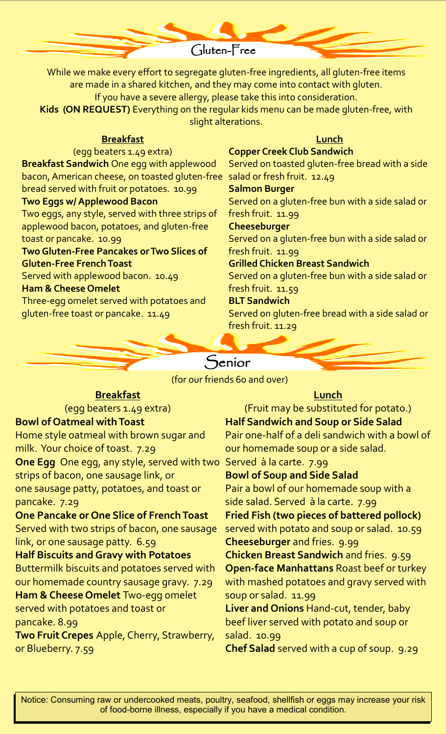# Gluten-Free

While we make every effort to segregate gluten-free ingredients, all gluten-free items are made in a shared kitchen, and they may come into contact with gluten.
If you have a severe allergy, please take this into consideration.

**Kids (ON REQUEST)** Everything on the regular kids menu can be made gluten-free, with slight alterations.

## Breakfast

(egg beaters 1.49 extra)

**Breakfast Sandwich** One egg with applewood bacon, American cheese, on toasted gluten-free bread served with fruit or potatoes. 10.99

**Two Eggs w/ Applewood Bacon**
Two eggs, any style, served with three strips of applewood bacon, potatoes, and gluten-free toast or pancake. 10.99

**Two Gluten-Free Pancakes or Two Slices of Gluten-Free French Toast**
Served with applewood bacon. 10.49

**Ham & Cheese Omelet**
Three-egg omelet served with potatoes and gluten-free toast or pancake. 11.49

## Lunch

**Copper Creek Club Sandwich**
Served on toasted gluten-free bread with a side salad or fresh fruit. 12.49

**Salmon Burger**
Served on a gluten-free bun with a side salad or fresh fruit. 11.99

**Cheeseburger**
Served on a gluten-free bun with a side salad or fresh fruit. 11.99

**Grilled Chicken Breast Sandwich**
Served on a gluten-free bun with a side salad or fresh fruit. 11.59

**BLT Sandwich**
Served on gluten-free bread with a side salad or fresh fruit. 11.29

# Senior

(for our friends 60 and over)

## Breakfast

(egg beaters 1.49 extra)

**Bowl of Oatmeal with Toast**
Home style oatmeal with brown sugar and milk. Your choice of toast. 7.29

**One Egg** One egg, any style, served with two strips of bacon, one sausage link, or one sausage patty, potatoes, and toast or pancake. 7.29

**One Pancake or One Slice of French Toast**
Served with two strips of bacon, one sausage link, or one sausage patty. 6.59

**Half Biscuits and Gravy with Potatoes**
Buttermilk biscuits and potatoes served with our homemade country sausage gravy. 7.29

**Ham & Cheese Omelet** Two-egg omelet served with potatoes and toast or pancake. 8.99

**Two Fruit Crepes** Apple, Cherry, Strawberry, or Blueberry. 7.59

## Lunch

(Fruit may be substituted for potato.)

**Half Sandwich and Soup or Side Salad**
Pair one-half of a deli sandwich with a bowl of our homemade soup or a side salad. Served à la carte. 7.99

**Bowl of Soup and Side Salad**
Pair a bowl of our homemade soup with a side salad. Served à la carte. 7.99

**Fried Fish (two pieces of battered pollock)** served with potato and soup or salad. 10.59

**Cheeseburger** and fries. 9.99

**Chicken Breast Sandwich** and fries. 9.59

**Open-face Manhattans** Roast beef or turkey with mashed potatoes and gravy served with soup or salad. 11.99

**Liver and Onions** Hand-cut, tender, baby beef liver served with potato and soup or salad. 10.99

**Chef Salad** served with a cup of soup. 9.29

Notice: Consuming raw or undercooked meats, poultry, seafood, shellfish or eggs may increase your risk of food-borne illness, especially if you have a medical condition.